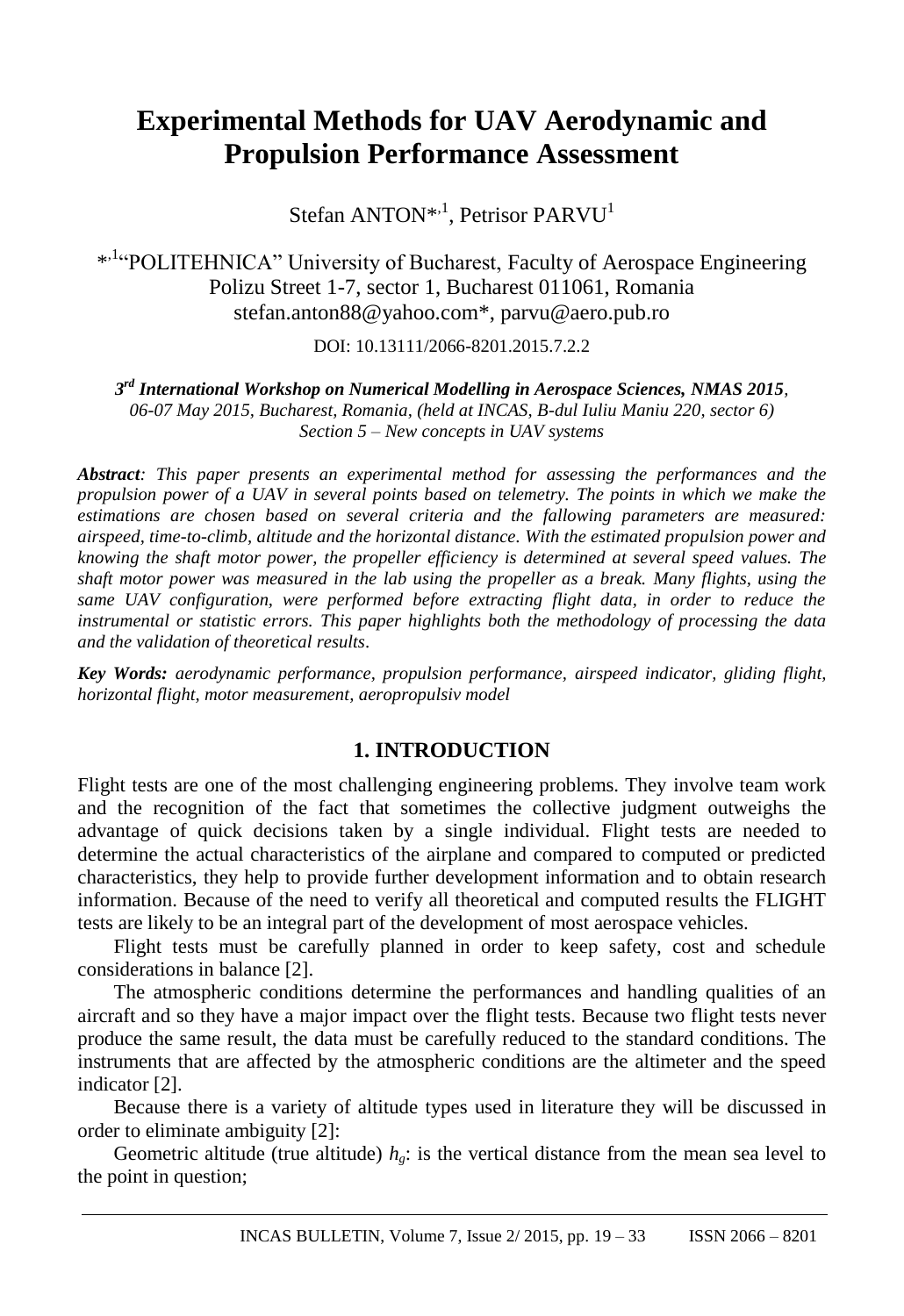# Experimental Methods for UAV Aerodynamic and Propulsion Performance Assessment

Stefan ANTON*[,1], Petrisor PARVU[1]

*[,1]"POLITEHNICA" University of Bucharest, Faculty of Aerospace Engineering
Polizu Street 1-7, sector 1, Bucharest 011061, Romania
stefan.anton88@yahoo.com*, parvu@aero.pub.ro

DOI: 10.13111/2066-8201.2015.7.2.2

***3rd International Workshop on Numerical Modelling in Aerospace Sciences, NMAS 2015**,*
*06-07 May 2015, Bucharest, Romania, (held at INCAS, B-dul Iuliu Maniu 220, sector 6)*
*Section 5 – New concepts in UAV systems*

***Abstract**: This paper presents an experimental method for assessing the performances and the propulsion power of a UAV in several points based on telemetry. The points in which we make the estimations are chosen based on several criteria and the fallowing parameters are measured: airspeed, time-to-climb, altitude and the horizontal distance. With the estimated propulsion power and knowing the shaft motor power, the propeller efficiency is determined at several speed values. The shaft motor power was measured in the lab using the propeller as a break. Many flights, using the same UAV configuration, were performed before extracting flight data, in order to reduce the instrumental or statistic errors. This paper highlights both the methodology of processing the data and the validation of theoretical results.*

***Key Words:** aerodynamic performance, propulsion performance, airspeed indicator, gliding flight, horizontal flight, motor measurement, aeropropulsiv model*

## 1. INTRODUCTION

Flight tests are one of the most challenging engineering problems. They involve team work and the recognition of the fact that sometimes the collective judgment outweighs the advantage of quick decisions taken by a single individual. Flight tests are needed to determine the actual characteristics of the airplane and compared to computed or predicted characteristics, they help to provide further development information and to obtain research information. Because of the need to verify all theoretical and computed results the FLIGHT tests are likely to be an integral part of the development of most aerospace vehicles.

Flight tests must be carefully planned in order to keep safety, cost and schedule considerations in balance [2].

The atmospheric conditions determine the performances and handling qualities of an aircraft and so they have a major impact over the flight tests. Because two flight tests never produce the same result, the data must be carefully reduced to the standard conditions. The instruments that are affected by the atmospheric conditions are the altimeter and the speed indicator [2].

Because there is a variety of altitude types used in literature they will be discussed in order to eliminate ambiguity [2]:

Geometric altitude (true altitude) $h_g$: is the vertical distance from the mean sea level to the point in question;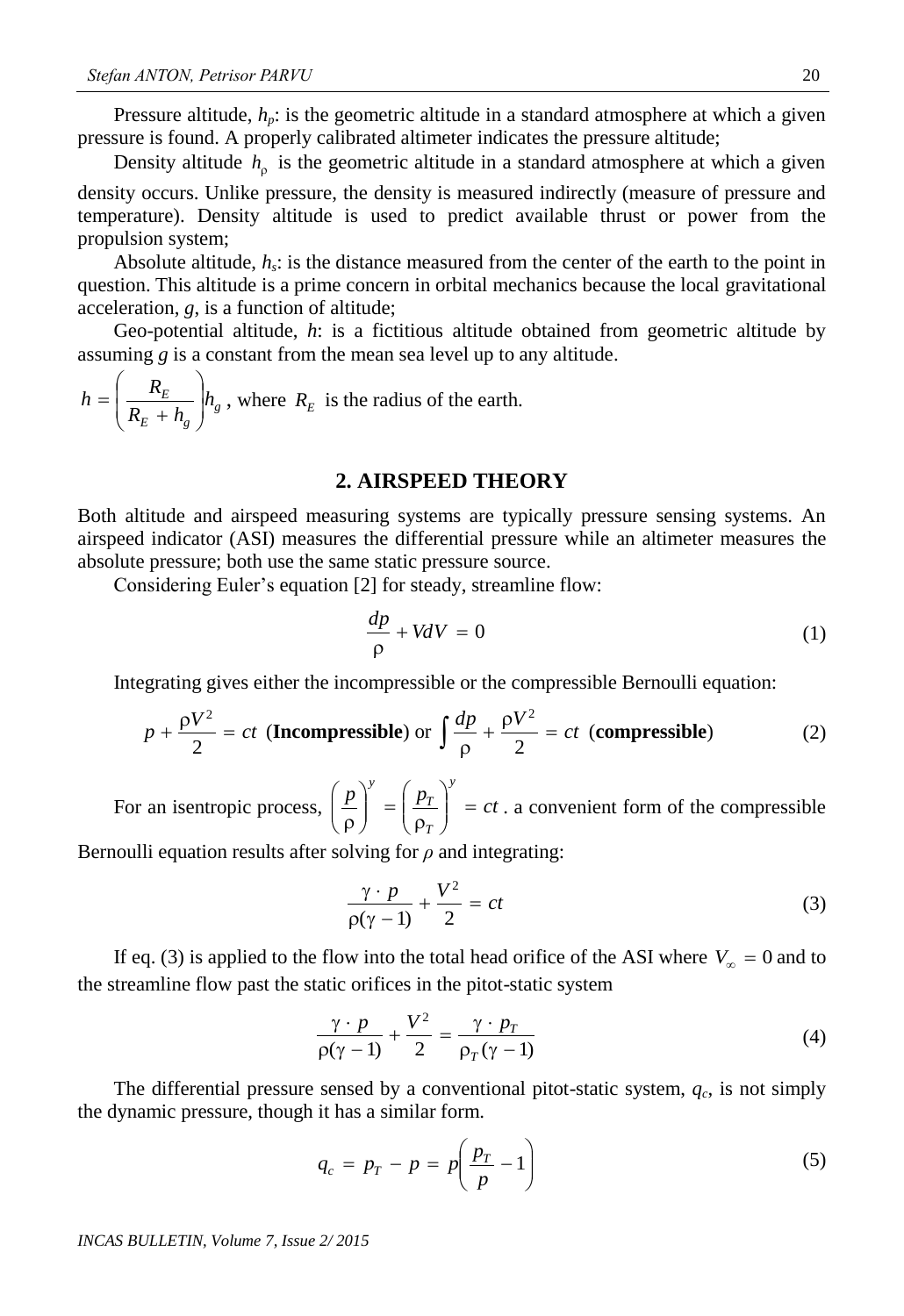Pressure altitude, $h_p$: is the geometric altitude in a standard atmosphere at which a given pressure is found. A properly calibrated altimeter indicates the pressure altitude;

Density altitude $h_\rho$ is the geometric altitude in a standard atmosphere at which a given density occurs. Unlike pressure, the density is measured indirectly (measure of pressure and temperature). Density altitude is used to predict available thrust or power from the propulsion system;

Absolute altitude, $h_s$: is the distance measured from the center of the earth to the point in question. This altitude is a prime concern in orbital mechanics because the local gravitational acceleration, $g$, is a function of altitude;

Geo-potential altitude, $h$: is a fictitious altitude obtained from geometric altitude by assuming $g$ is a constant from the mean sea level up to any altitude.

$h = \left(\frac{R_E}{R_E + h_g}\right) h_g$, where $R_E$ is the radius of the earth.

## 2. AIRSPEED THEORY

Both altitude and airspeed measuring systems are typically pressure sensing systems. An airspeed indicator (ASI) measures the differential pressure while an altimeter measures the absolute pressure; both use the same static pressure source.

Considering Euler's equation [2] for steady, streamline flow:

$$\frac{dp}{\rho} + VdV = 0 \tag{1}$$

Integrating gives either the incompressible or the compressible Bernoulli equation:

$$p + \frac{\rho V^2}{2} = ct \ (\textbf{Incompressible}) \text{ or } \int \frac{dp}{\rho} + \frac{\rho V^2}{2} = ct \ (\textbf{compressible}) \tag{2}$$

For an isentropic process, $\left(\frac{p}{\rho}\right)^y = \left(\frac{p_T}{\rho_T}\right)^y = ct$ . a convenient form of the compressible Bernoulli equation results after solving for $\rho$ and integrating:

$$\frac{\gamma \cdot p}{\rho(\gamma - 1)} + \frac{V^2}{2} = ct \tag{3}$$

If eq. (3) is applied to the flow into the total head orifice of the ASI where $V_\infty = 0$ and to the streamline flow past the static orifices in the pitot-static system

$$\frac{\gamma \cdot p}{\rho(\gamma - 1)} + \frac{V^2}{2} = \frac{\gamma \cdot p_T}{\rho_T(\gamma - 1)} \tag{4}$$

The differential pressure sensed by a conventional pitot-static system, $q_c$, is not simply the dynamic pressure, though it has a similar form.

$$q_c = p_T - p = p\left(\frac{p_T}{p} - 1\right) \tag{5}$$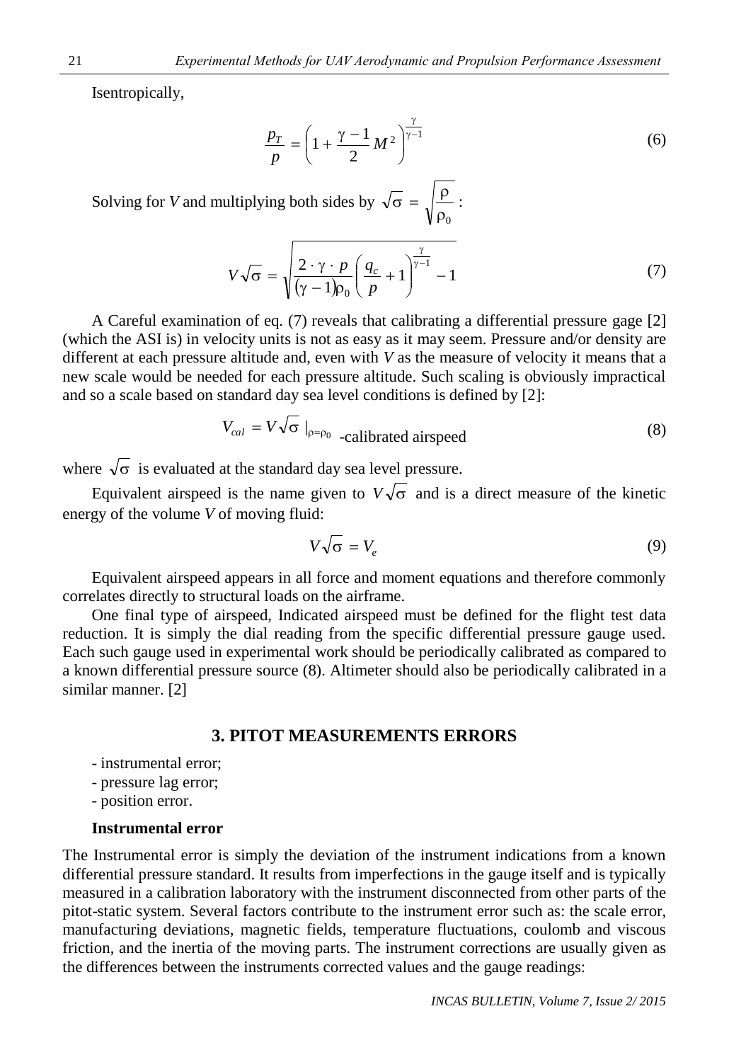Isentropically,

$$\frac{p_T}{p} = \left(1 + \frac{\gamma - 1}{2} M^2\right)^{\frac{\gamma}{\gamma-1}} \tag{6}$$

Solving for $V$ and multiplying both sides by $\sqrt{\sigma} = \sqrt{\frac{\rho}{\rho_0}}$ :

$$V\sqrt{\sigma} = \sqrt{\frac{2 \cdot \gamma \cdot p}{(\gamma - 1)\rho_0} \left(\frac{q_c}{p} + 1\right)^{\frac{\gamma}{\gamma-1}} - 1} \tag{7}$$

A Careful examination of eq. (7) reveals that calibrating a differential pressure gage [2] (which the ASI is) in velocity units is not as easy as it may seem. Pressure and/or density are different at each pressure altitude and, even with $V$ as the measure of velocity it means that a new scale would be needed for each pressure altitude. Such scaling is obviously impractical and so a scale based on standard day sea level conditions is defined by [2]:

$$V_{cal} = V\sqrt{\sigma}\,|_{\rho=\rho_0} \text{ -calibrated airspeed} \tag{8}$$

where $\sqrt{\sigma}$ is evaluated at the standard day sea level pressure.

Equivalent airspeed is the name given to $V\sqrt{\sigma}$ and is a direct measure of the kinetic energy of the volume $V$ of moving fluid:

$$V\sqrt{\sigma} = V_e \tag{9}$$

Equivalent airspeed appears in all force and moment equations and therefore commonly correlates directly to structural loads on the airframe.

One final type of airspeed, Indicated airspeed must be defined for the flight test data reduction. It is simply the dial reading from the specific differential pressure gauge used. Each such gauge used in experimental work should be periodically calibrated as compared to a known differential pressure source (8). Altimeter should also be periodically calibrated in a similar manner. [2]

## 3. PITOT MEASUREMENTS ERRORS

- instrumental error;
- pressure lag error;
- position error.

**Instrumental error**

The Instrumental error is simply the deviation of the instrument indications from a known differential pressure standard. It results from imperfections in the gauge itself and is typically measured in a calibration laboratory with the instrument disconnected from other parts of the pitot-static system. Several factors contribute to the instrument error such as: the scale error, manufacturing deviations, magnetic fields, temperature fluctuations, coulomb and viscous friction, and the inertia of the moving parts. The instrument corrections are usually given as the differences between the instruments corrected values and the gauge readings: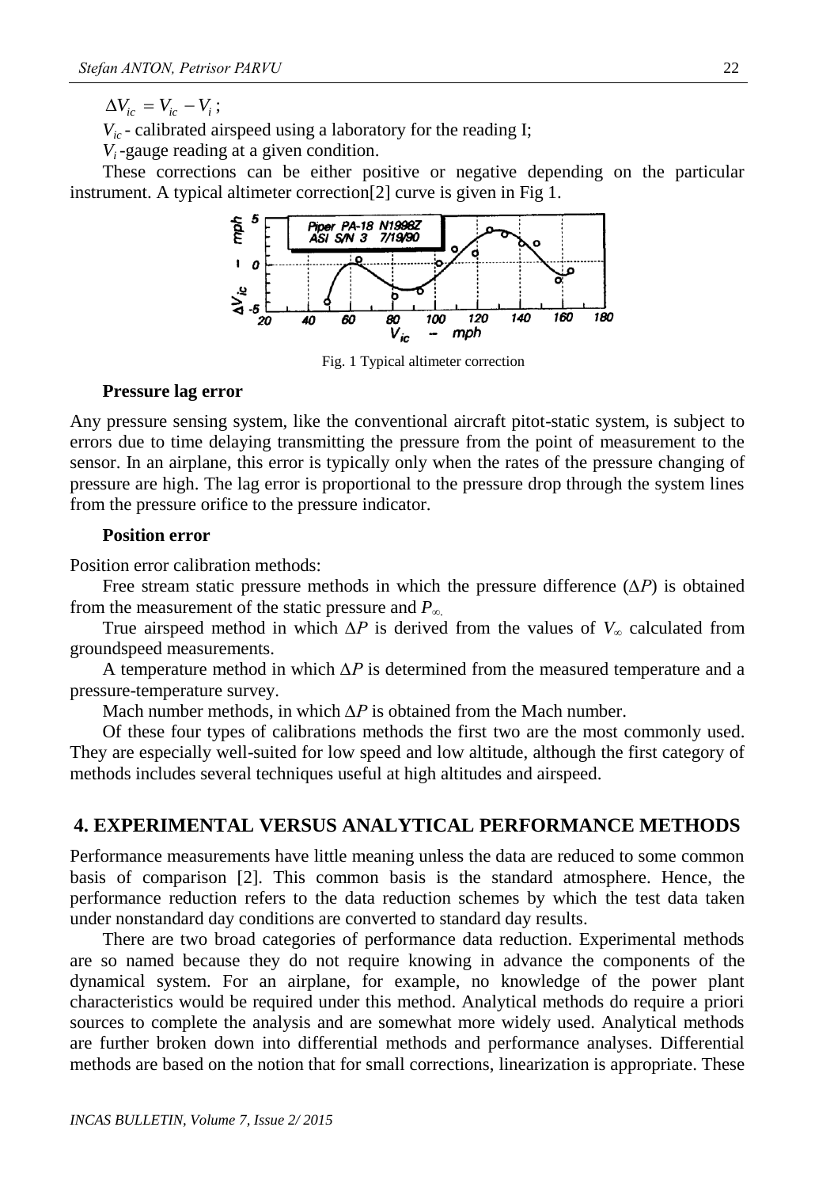$\Delta V_{ic} = V_{ic} - V_i$;

$V_{ic}$ - calibrated airspeed using a laboratory for the reading I;

$V_i$ -gauge reading at a given condition.

These corrections can be either positive or negative depending on the particular instrument. A typical altimeter correction[2] curve is given in Fig 1.

Fig. 1 Typical altimeter correction

**Pressure lag error**

Any pressure sensing system, like the conventional aircraft pitot-static system, is subject to errors due to time delaying transmitting the pressure from the point of measurement to the sensor. In an airplane, this error is typically only when the rates of the pressure changing of pressure are high. The lag error is proportional to the pressure drop through the system lines from the pressure orifice to the pressure indicator.

**Position error**

Position error calibration methods:

Free stream static pressure methods in which the pressure difference ($\Delta P$) is obtained from the measurement of the static pressure and $P_{\infty}$.

True airspeed method in which $\Delta P$ is derived from the values of $V_{\infty}$ calculated from groundspeed measurements.

A temperature method in which $\Delta P$ is determined from the measured temperature and a pressure-temperature survey.

Mach number methods, in which $\Delta P$ is obtained from the Mach number.

Of these four types of calibrations methods the first two are the most commonly used. They are especially well-suited for low speed and low altitude, although the first category of methods includes several techniques useful at high altitudes and airspeed.

## 4. EXPERIMENTAL VERSUS ANALYTICAL PERFORMANCE METHODS

Performance measurements have little meaning unless the data are reduced to some common basis of comparison [2]. This common basis is the standard atmosphere. Hence, the performance reduction refers to the data reduction schemes by which the test data taken under nonstandard day conditions are converted to standard day results.

There are two broad categories of performance data reduction. Experimental methods are so named because they do not require knowing in advance the components of the dynamical system. For an airplane, for example, no knowledge of the power plant characteristics would be required under this method. Analytical methods do require a priori sources to complete the analysis and are somewhat more widely used. Analytical methods are further broken down into differential methods and performance analyses. Differential methods are based on the notion that for small corrections, linearization is appropriate. These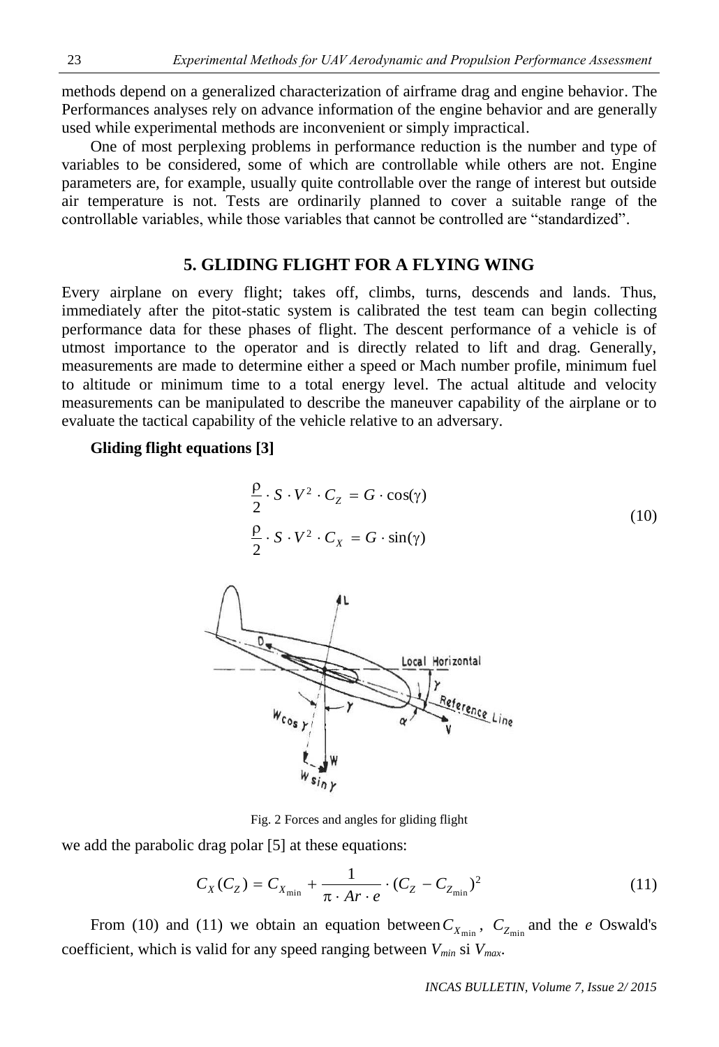methods depend on a generalized characterization of airframe drag and engine behavior. The Performances analyses rely on advance information of the engine behavior and are generally used while experimental methods are inconvenient or simply impractical.

One of most perplexing problems in performance reduction is the number and type of variables to be considered, some of which are controllable while others are not. Engine parameters are, for example, usually quite controllable over the range of interest but outside air temperature is not. Tests are ordinarily planned to cover a suitable range of the controllable variables, while those variables that cannot be controlled are "standardized".

## 5. GLIDING FLIGHT FOR A FLYING WING

Every airplane on every flight; takes off, climbs, turns, descends and lands. Thus, immediately after the pitot-static system is calibrated the test team can begin collecting performance data for these phases of flight. The descent performance of a vehicle is of utmost importance to the operator and is directly related to lift and drag. Generally, measurements are made to determine either a speed or Mach number profile, minimum fuel to altitude or minimum time to a total energy level. The actual altitude and velocity measurements can be manipulated to describe the maneuver capability of the airplane or to evaluate the tactical capability of the vehicle relative to an adversary.

**Gliding flight equations [3]**

$$
\begin{aligned}
\frac{\rho}{2} \cdot S \cdot V^2 \cdot C_Z &= G \cdot \cos(\gamma) \\
\frac{\rho}{2} \cdot S \cdot V^2 \cdot C_X &= G \cdot \sin(\gamma)
\end{aligned}
\tag{10}
$$

Fig. 2 Forces and angles for gliding flight

we add the parabolic drag polar [5] at these equations:

$$
C_X(C_Z) = C_{X_{\min}} + \frac{1}{\pi \cdot Ar \cdot e} \cdot (C_Z - C_{Z_{\min}})^2 \tag{11}
$$

From (10) and (11) we obtain an equation between $C_{X_{\min}}$, $C_{Z_{\min}}$ and the $e$ Oswald's coefficient, which is valid for any speed ranging between $V_{min}$ si $V_{max}$.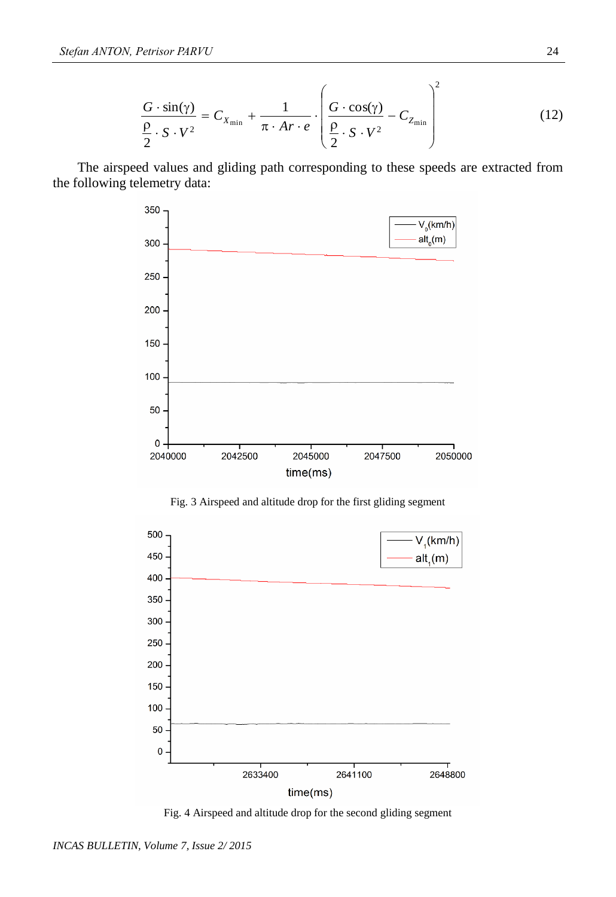$$\frac{G \cdot \sin(\gamma)}{\frac{\rho}{2} \cdot S \cdot V^2} = C_{X_{\min}} + \frac{1}{\pi \cdot Ar \cdot e} \cdot \left( \frac{G \cdot \cos(\gamma)}{\frac{\rho}{2} \cdot S \cdot V^2} - C_{Z_{\min}} \right)^2 \tag{12}$$

The airspeed values and gliding path corresponding to these speeds are extracted from the following telemetry data:

Fig. 3 Airspeed and altitude drop for the first gliding segment

Fig. 4 Airspeed and altitude drop for the second gliding segment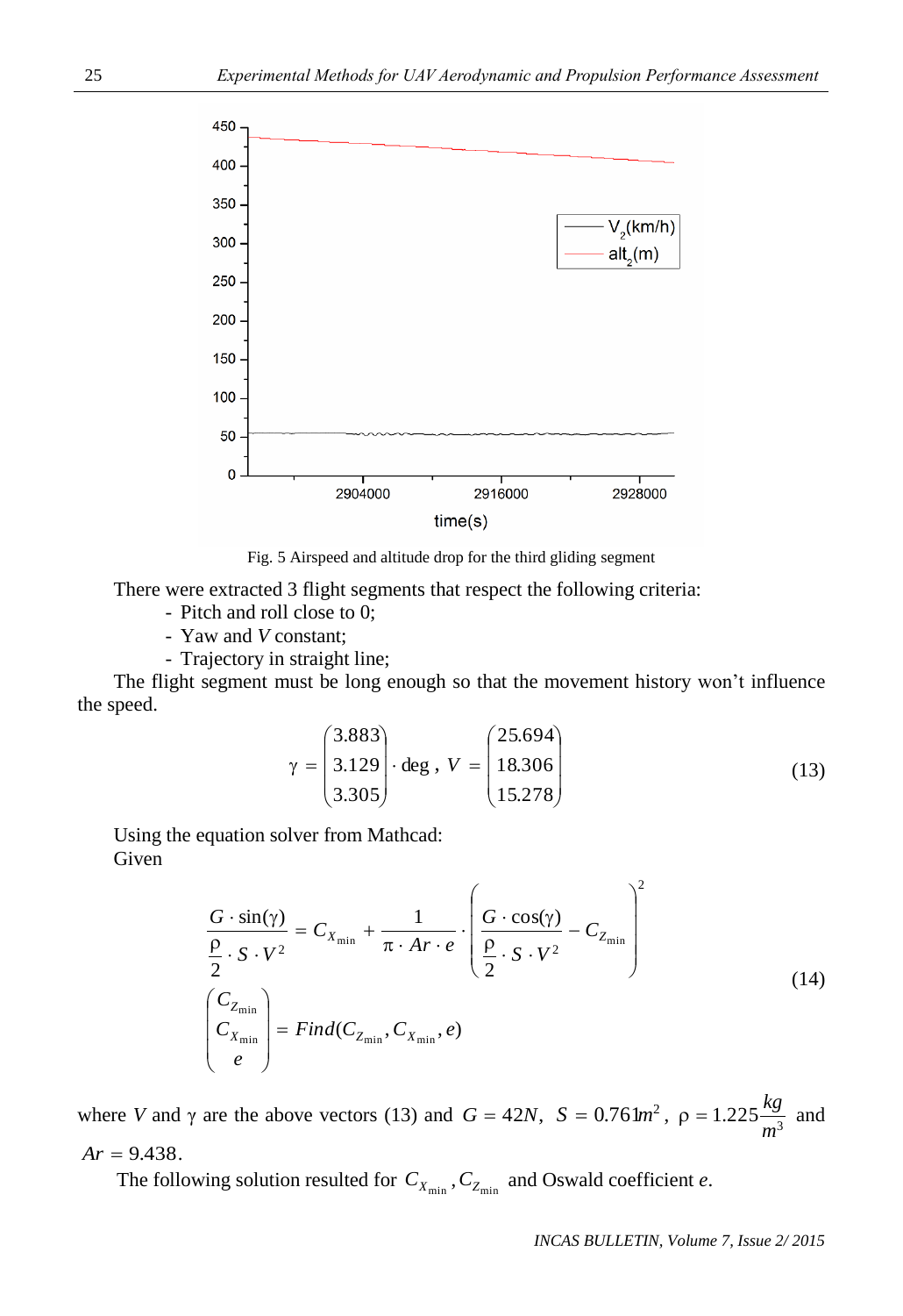Fig. 5 Airspeed and altitude drop for the third gliding segment

There were extracted 3 flight segments that respect the following criteria:

- Pitch and roll close to 0;
- Yaw and $V$ constant;
- Trajectory in straight line;

The flight segment must be long enough so that the movement history won't influence the speed.

$$\gamma = \begin{pmatrix} 3.883 \\ 3.129 \\ 3.305 \end{pmatrix} \cdot \text{deg} \ , \ V = \begin{pmatrix} 25.694 \\ 18.306 \\ 15.278 \end{pmatrix} \tag{13}$$

Using the equation solver from Mathcad:
Given

$$\frac{G \cdot \sin(\gamma)}{\frac{\rho}{2} \cdot S \cdot V^2} = C_{X_{\min}} + \frac{1}{\pi \cdot Ar \cdot e} \cdot \left( \frac{G \cdot \cos(\gamma)}{\frac{\rho}{2} \cdot S \cdot V^2} - C_{Z_{\min}} \right)^2$$
$$\begin{pmatrix} C_{Z_{\min}} \\ C_{X_{\min}} \\ e \end{pmatrix} = Find(C_{Z_{\min}}, C_{X_{\min}}, e) \tag{14}$$

where $V$ and $\gamma$ are the above vectors (13) and $G = 42N$, $S = 0.761 m^2$, $\rho = 1.225 \frac{kg}{m^3}$ and $Ar = 9.438$.

The following solution resulted for $C_{X_{\min}}, C_{Z_{\min}}$ and Oswald coefficient $e$.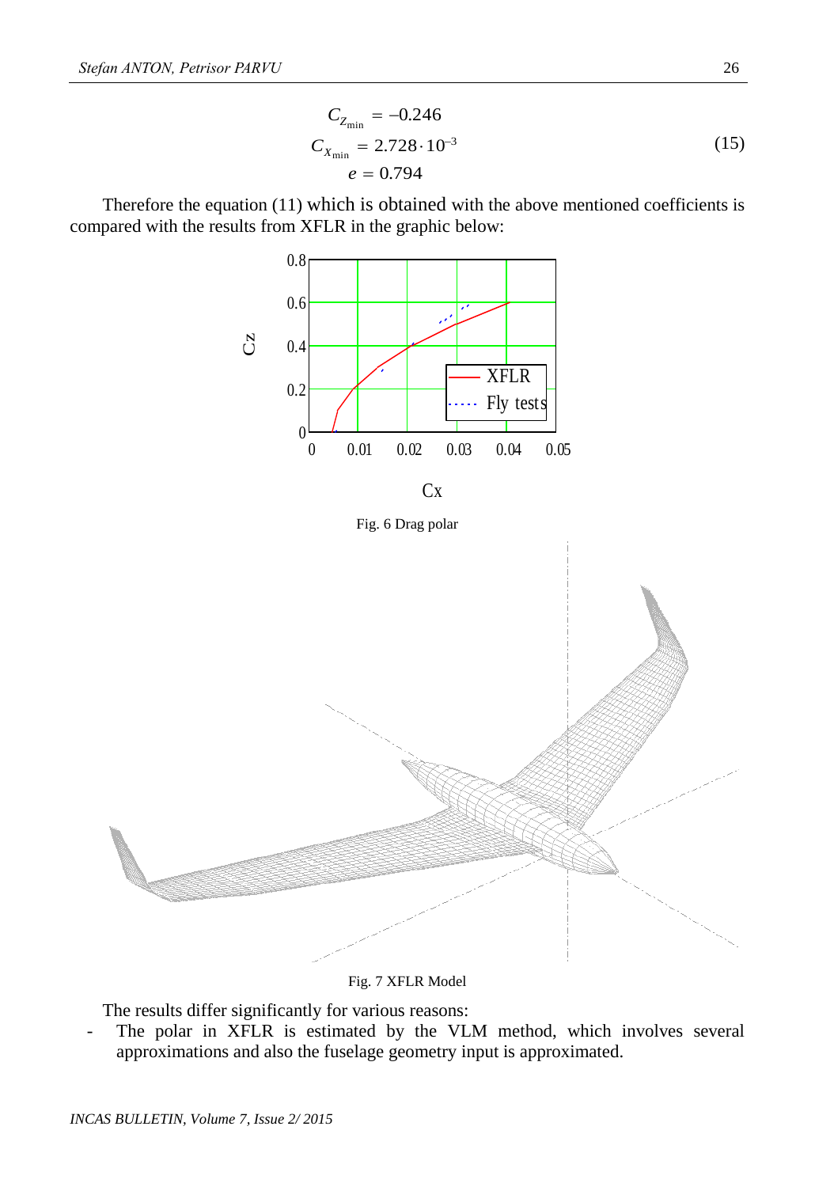$$
\begin{aligned}
C_{Z_{\min}} &= -0.246 \\
C_{X_{\min}} &= 2.728 \cdot 10^{-3} \\
e &= 0.794
\end{aligned}
\tag{15}
$$

Therefore the equation (11) which is obtained with the above mentioned coefficients is compared with the results from XFLR in the graphic below:

Fig. 6 Drag polar

Fig. 7 XFLR Model

The results differ significantly for various reasons:

- The polar in XFLR is estimated by the VLM method, which involves several approximations and also the fuselage geometry input is approximated.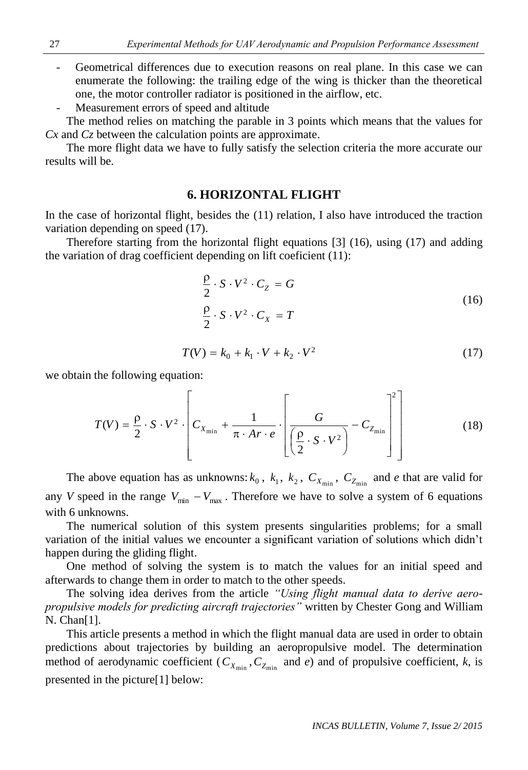- Geometrical differences due to execution reasons on real plane. In this case we can enumerate the following: the trailing edge of the wing is thicker than the theoretical one, the motor controller radiator is positioned in the airflow, etc.
- Measurement errors of speed and altitude

The method relies on matching the parable in 3 points which means that the values for *Cx* and *Cz* between the calculation points are approximate.

The more flight data we have to fully satisfy the selection criteria the more accurate our results will be.

## 6. HORIZONTAL FLIGHT

In the case of horizontal flight, besides the (11) relation, I also have introduced the traction variation depending on speed (17).

Therefore starting from the horizontal flight equations [3] (16), using (17) and adding the variation of drag coefficient depending on lift coeficient (11):

$$\begin{aligned} \frac{\rho}{2} \cdot S \cdot V^2 \cdot C_Z &= G \\ \frac{\rho}{2} \cdot S \cdot V^2 \cdot C_X &= T \end{aligned} \tag{16}$$

$$T(V) = k_0 + k_1 \cdot V + k_2 \cdot V^2 \tag{17}$$

we obtain the following equation:

$$T(V) = \frac{\rho}{2} \cdot S \cdot V^2 \cdot \left[ C_{X_{\min}} + \frac{1}{\pi \cdot Ar \cdot e} \cdot \left[ \frac{G}{\left( \frac{\rho}{2} \cdot S \cdot V^2 \right)} - C_{Z_{\min}} \right]^2 \right] \tag{18}$$

The above equation has as unknowns: $k_0$, $k_1$, $k_2$, $C_{X_{\min}}$, $C_{Z_{\min}}$ and *e* that are valid for any *V* speed in the range $V_{\min} - V_{\max}$. Therefore we have to solve a system of 6 equations with 6 unknowns.

The numerical solution of this system presents singularities problems; for a small variation of the initial values we encounter a significant variation of solutions which didn't happen during the gliding flight.

One method of solving the system is to match the values for an initial speed and afterwards to change them in order to match to the other speeds.

The solving idea derives from the article *"Using flight manual data to derive aero-propulsive models for predicting aircraft trajectories"* written by Chester Gong and William N. Chan[1].

This article presents a method in which the flight manual data are used in order to obtain predictions about trajectories by building an aeropropulsive model. The determination method of aerodynamic coefficient ($C_{X_{\min}}, C_{Z_{\min}}$ and *e*) and of propulsive coefficient, *k*, is presented in the picture[1] below: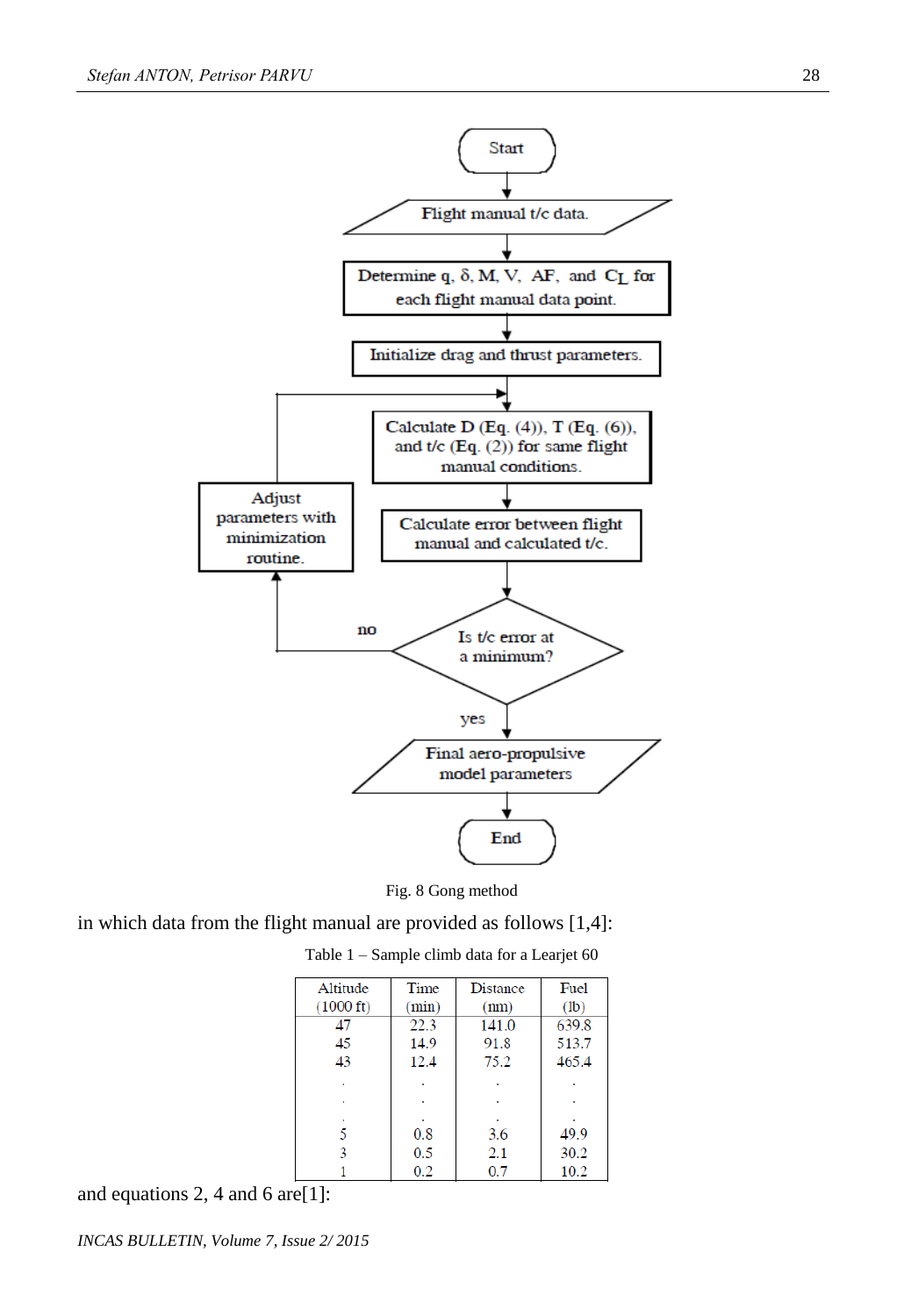Fig. 8 Gong method

in which data from the flight manual are provided as follows [1,4]:

Table 1 – Sample climb data for a Learjet 60

| Altitude (1000 ft) | Time (min) | Distance (nm) | Fuel (lb) |
|---|---|---|---|
| 47 | 22.3 | 141.0 | 639.8 |
| 45 | 14.9 | 91.8 | 513.7 |
| 43 | 12.4 | 75.2 | 465.4 |
| . | . | . | . |
| . | . | . | . |
| . | . | . | . |
| 5 | 0.8 | 3.6 | 49.9 |
| 3 | 0.5 | 2.1 | 30.2 |
| 1 | 0.2 | 0.7 | 10.2 |

and equations 2, 4 and 6 are[1]: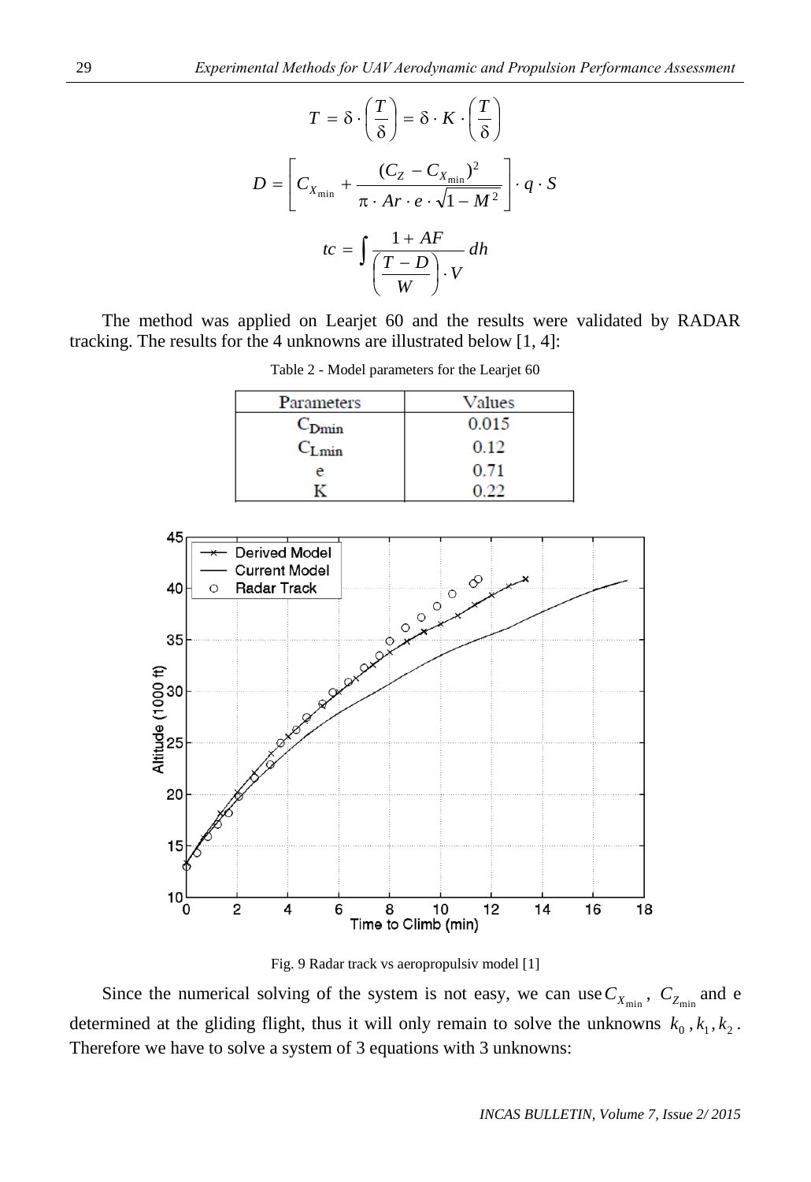$$T = \delta \cdot \left(\frac{T}{\delta}\right) = \delta \cdot K \cdot \left(\frac{T}{\delta}\right)$$

$$D = \left[ C_{X_{\min}} + \frac{(C_Z - C_{X_{\min}})^2}{\pi \cdot Ar \cdot e \cdot \sqrt{1 - M^2}} \right] \cdot q \cdot S$$

$$tc = \int \frac{1 + AF}{\left(\frac{T - D}{W}\right) \cdot V} \, dh$$

The method was applied on Learjet 60 and the results were validated by RADAR tracking. The results for the 4 unknowns are illustrated below [1, 4]:

Table 2 - Model parameters for the Learjet 60

| Parameters | Values |
|---|---|
| $C_{Dmin}$ | 0.015 |
| $C_{Lmin}$ | 0.12 |
| e | 0.71 |
| K | 0.22 |

Fig. 9 Radar track vs aeropropulsiv model [1]

Since the numerical solving of the system is not easy, we can use $C_{X_{\min}}$, $C_{Z_{\min}}$ and e determined at the gliding flight, thus it will only remain to solve the unknowns $k_0, k_1, k_2$. Therefore we have to solve a system of 3 equations with 3 unknowns: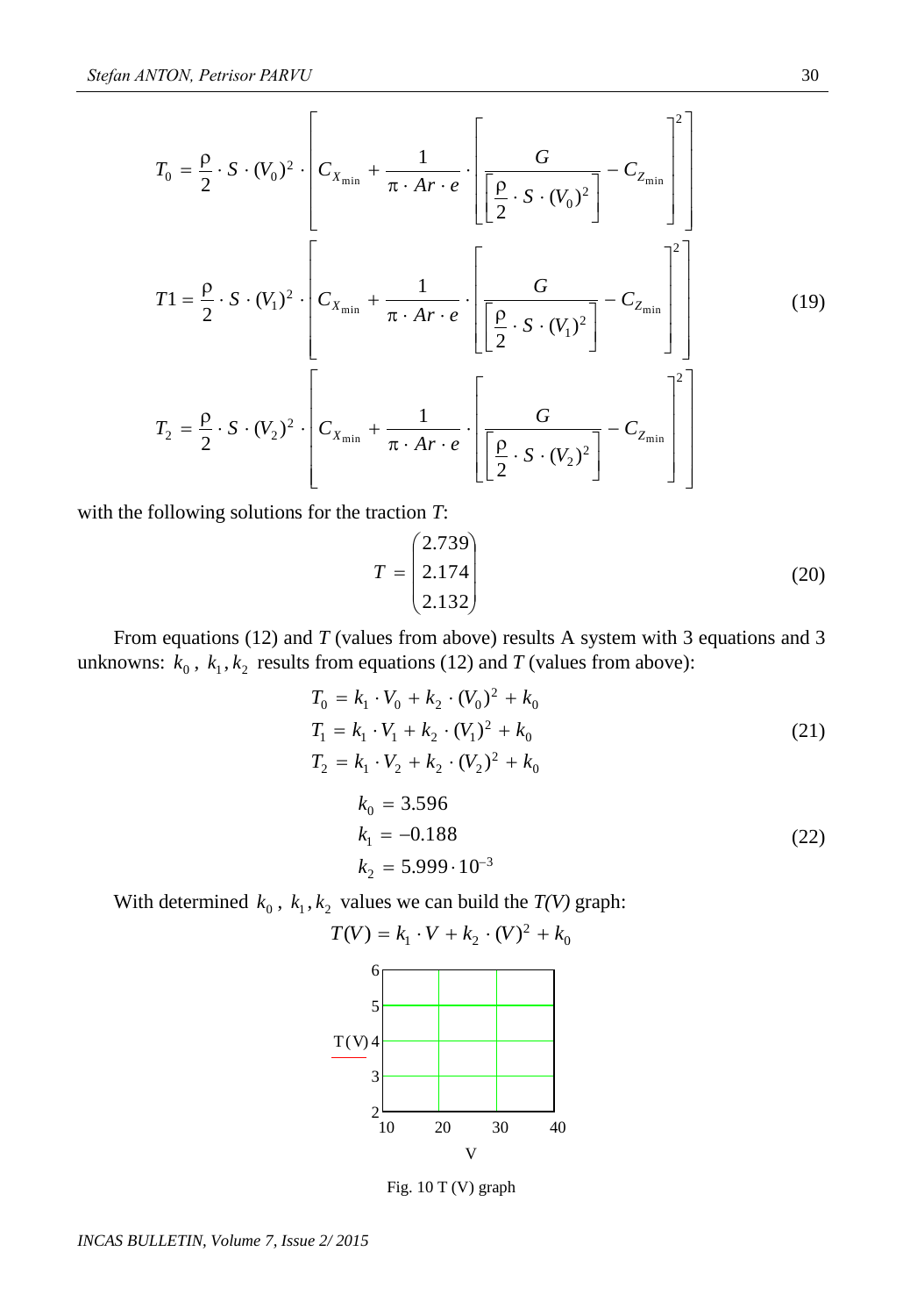$$T_0 = \frac{\rho}{2} \cdot S \cdot (V_0)^2 \cdot \left[ C_{X_{\min}} + \frac{1}{\pi \cdot Ar \cdot e} \cdot \left[ \frac{G}{\left[ \frac{\rho}{2} \cdot S \cdot (V_0)^2 \right]} - C_{Z_{\min}} \right]^2 \right]$$

$$T1 = \frac{\rho}{2} \cdot S \cdot (V_1)^2 \cdot \left[ C_{X_{\min}} + \frac{1}{\pi \cdot Ar \cdot e} \cdot \left[ \frac{G}{\left[ \frac{\rho}{2} \cdot S \cdot (V_1)^2 \right]} - C_{Z_{\min}} \right]^2 \right] \tag{19}$$

$$T_2 = \frac{\rho}{2} \cdot S \cdot (V_2)^2 \cdot \left[ C_{X_{\min}} + \frac{1}{\pi \cdot Ar \cdot e} \cdot \left[ \frac{G}{\left[ \frac{\rho}{2} \cdot S \cdot (V_2)^2 \right]} - C_{Z_{\min}} \right]^2 \right]$$

with the following solutions for the traction $T$:

$$T = \begin{pmatrix} 2.739 \\ 2.174 \\ 2.132 \end{pmatrix} \tag{20}$$

From equations (12) and $T$ (values from above) results A system with 3 equations and 3 unknowns: $k_0$, $k_1, k_2$ results from equations (12) and $T$ (values from above):

$$\begin{aligned} T_0 &= k_1 \cdot V_0 + k_2 \cdot (V_0)^2 + k_0 \\ T_1 &= k_1 \cdot V_1 + k_2 \cdot (V_1)^2 + k_0 \\ T_2 &= k_1 \cdot V_2 + k_2 \cdot (V_2)^2 + k_0 \end{aligned} \tag{21}$$

$$\begin{aligned} k_0 &= 3.596 \\ k_1 &= -0.188 \\ k_2 &= 5.999 \cdot 10^{-3} \end{aligned} \tag{22}$$

With determined $k_0$, $k_1, k_2$ values we can build the *T(V)* graph:

$$T(V) = k_1 \cdot V + k_2 \cdot (V)^2 + k_0$$

Fig. 10 T (V) graph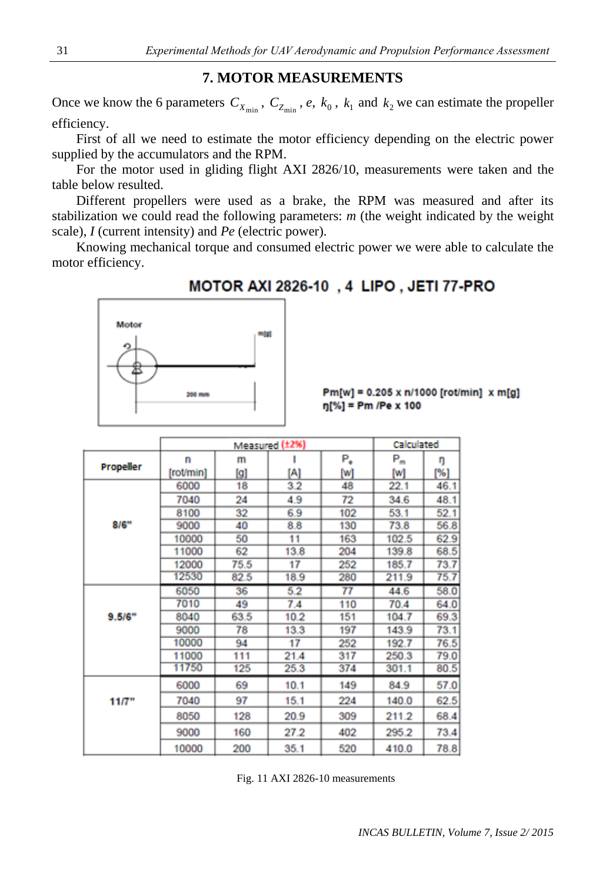## 7. MOTOR MEASUREMENTS

Once we know the 6 parameters $C_{X_{\min}}$, $C_{Z_{\min}}$, $e$, $k_0$, $k_1$ and $k_2$ we can estimate the propeller efficiency.

First of all we need to estimate the motor efficiency depending on the electric power supplied by the accumulators and the RPM.

For the motor used in gliding flight AXI 2826/10, measurements were taken and the table below resulted.

Different propellers were used as a brake, the RPM was measured and after its stabilization we could read the following parameters: *m* (the weight indicated by the weight scale), *I* (current intensity) and *Pe* (electric power).

Knowing mechanical torque and consumed electric power we were able to calculate the motor efficiency.

**MOTOR AXI 2826-10 , 4 LIPO , JETI 77-PRO**

Motor — m[g] — 200 mm

Pm[w] = 0.205 x n/1000 [rot/min] x m[g]

η[%] = Pm /Pe x 100

| Propeller | Measured (±2%) | | | | Calculated | |
|---|---|---|---|---|---|---|
| | n [rot/min] | m [g] | I [A] | $P_e$ [W] | $P_m$ [W] | η [%] |
| 8/6" | 6000 | 18 | 3.2 | 48 | 22.1 | 46.1 |
| | 7040 | 24 | 4.9 | 72 | 34.6 | 48.1 |
| | 8100 | 32 | 6.9 | 102 | 53.1 | 52.1 |
| | 9000 | 40 | 8.8 | 130 | 73.8 | 56.8 |
| | 10000 | 50 | 11 | 163 | 102.5 | 62.9 |
| | 11000 | 62 | 13.8 | 204 | 139.8 | 68.5 |
| | 12000 | 75.5 | 17 | 252 | 185.7 | 73.7 |
| | 12530 | 82.5 | 18.9 | 280 | 211.9 | 75.7 |
| 9.5/6" | 6050 | 36 | 5.2 | 77 | 44.6 | 58.0 |
| | 7010 | 49 | 7.4 | 110 | 70.4 | 64.0 |
| | 8040 | 63.5 | 10.2 | 151 | 104.7 | 69.3 |
| | 9000 | 78 | 13.3 | 197 | 143.9 | 73.1 |
| | 10000 | 94 | 17 | 252 | 192.7 | 76.5 |
| | 11000 | 111 | 21.4 | 317 | 250.3 | 79.0 |
| | 11750 | 125 | 25.3 | 374 | 301.1 | 80.5 |
| 11/7" | 6000 | 69 | 10.1 | 149 | 84.9 | 57.0 |
| | 7040 | 97 | 15.1 | 224 | 140.0 | 62.5 |
| | 8050 | 128 | 20.9 | 309 | 211.2 | 68.4 |
| | 9000 | 160 | 27.2 | 402 | 295.2 | 73.4 |
| | 10000 | 200 | 35.1 | 520 | 410.0 | 78.8 |

Fig. 11 AXI 2826-10 measurements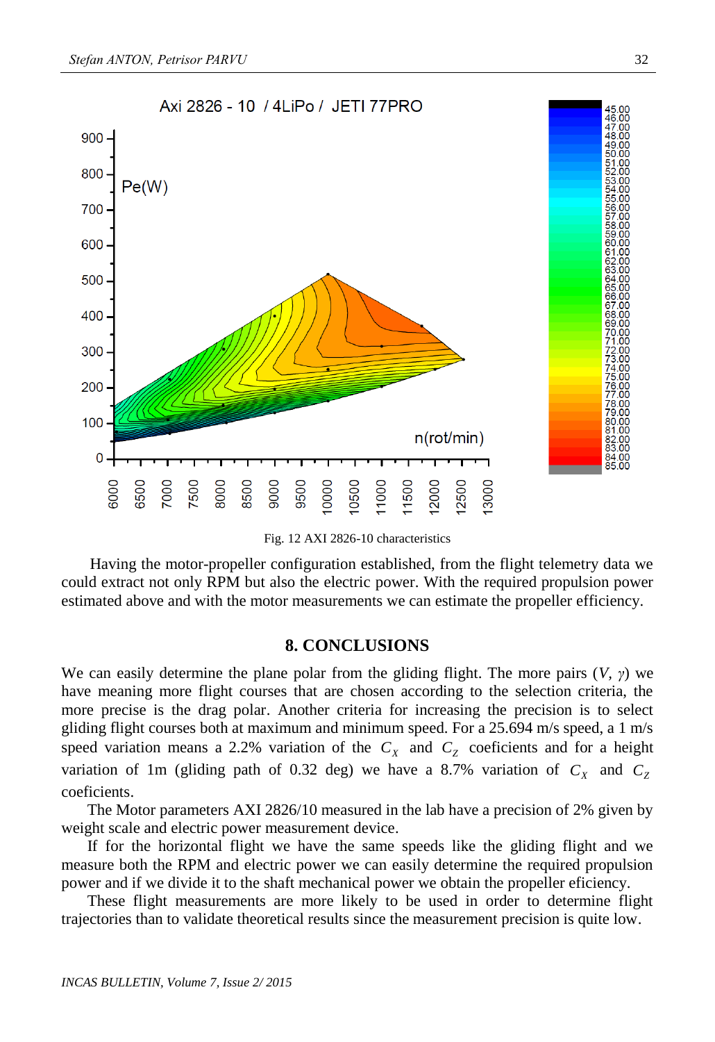Fig. 12 AXI 2826-10 characteristics

Having the motor-propeller configuration established, from the flight telemetry data we could extract not only RPM but also the electric power. With the required propulsion power estimated above and with the motor measurements we can estimate the propeller efficiency.

## 8. CONCLUSIONS

We can easily determine the plane polar from the gliding flight. The more pairs ($V$, $\gamma$) we have meaning more flight courses that are chosen according to the selection criteria, the more precise is the drag polar. Another criteria for increasing the precision is to select gliding flight courses both at maximum and minimum speed. For a 25.694 m/s speed, a 1 m/s speed variation means a 2.2% variation of the $C_X$ and $C_Z$ coeficients and for a height variation of 1m (gliding path of 0.32 deg) we have a 8.7% variation of $C_X$ and $C_Z$ coeficients.

The Motor parameters AXI 2826/10 measured in the lab have a precision of 2% given by weight scale and electric power measurement device.

If for the horizontal flight we have the same speeds like the gliding flight and we measure both the RPM and electric power we can easily determine the required propulsion power and if we divide it to the shaft mechanical power we obtain the propeller eficiency.

These flight measurements are more likely to be used in order to determine flight trajectories than to validate theoretical results since the measurement precision is quite low.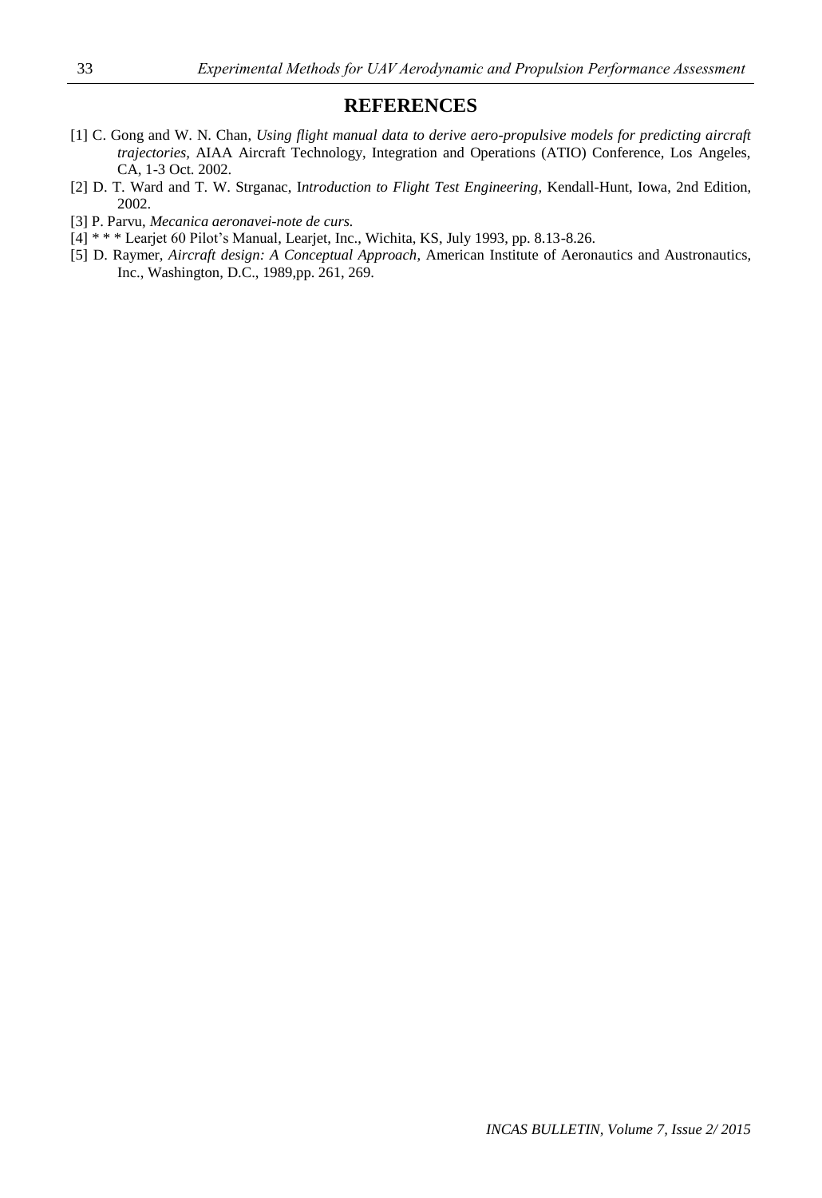## REFERENCES

[1] C. Gong and W. N. Chan, *Using flight manual data to derive aero-propulsive models for predicting aircraft trajectories*, AIAA Aircraft Technology, Integration and Operations (ATIO) Conference, Los Angeles, CA, 1-3 Oct. 2002.

[2] D. T. Ward and T. W. Strganac, I*ntroduction to Flight Test Engineering*, Kendall-Hunt, Iowa, 2nd Edition, 2002.

[3] P. Parvu, *Mecanica aeronavei-note de curs.*

[4] * * * Learjet 60 Pilot's Manual, Learjet, Inc., Wichita, KS, July 1993, pp. 8.13-8.26.

[5] D. Raymer, *Aircraft design: A Conceptual Approach*, American Institute of Aeronautics and Austronautics, Inc., Washington, D.C., 1989,pp. 261, 269.